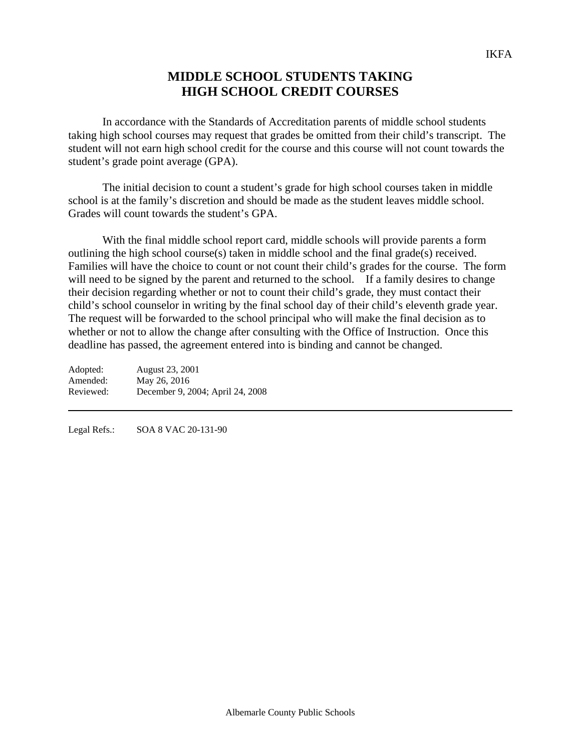IKFA

# MIDDLE SCHOOL STUDENTS TAKING HIGH SCHOOL CREDIT COURSES

In accordance with the Standards of Accreditation parents of middle school students taking high school courses may request that grades be omitted from their child's transcript. The student will not earn high school credit for the course and this course will not count towards the student's grade point average (GPA).

The initial decision to count a student's grade for high school courses taken in middle school is at the family's discretion and should be made as the student leaves middle school. Grades will count towards the student's GPA.

With the final middle school report card, middle schools will provide parents a form outlining the high school course(s) taken in middle school and the final grade(s) received. Families will have the choice to count or not count their child's grades for the course. The form will need to be signed by the parent and returned to the school. If a family desires to change their decision regarding whether or not to count their child's grade, they must contact their child's school counselor in writing by the final school day of their child's eleventh grade year. The request will be forwarded to the school principal who will make the final decision as to whether or not to allow the change after consulting with the Office of Instruction. Once this deadline has passed, the agreement entered into is binding and cannot be changed.

Adopted: August 23, 2001
Amended: May 26, 2016
Reviewed: December 9, 2004; April 24, 2008

---

Legal Refs.: SOA 8 VAC 20-131-90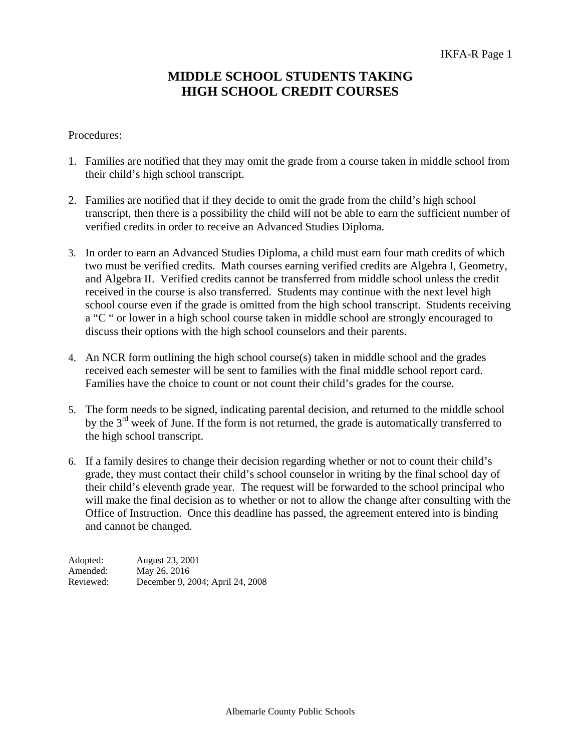# MIDDLE SCHOOL STUDENTS TAKING HIGH SCHOOL CREDIT COURSES

Procedures:

1. Families are notified that they may omit the grade from a course taken in middle school from their child's high school transcript.

2. Families are notified that if they decide to omit the grade from the child's high school transcript, then there is a possibility the child will not be able to earn the sufficient number of verified credits in order to receive an Advanced Studies Diploma.

3. In order to earn an Advanced Studies Diploma, a child must earn four math credits of which two must be verified credits. Math courses earning verified credits are Algebra I, Geometry, and Algebra II. Verified credits cannot be transferred from middle school unless the credit received in the course is also transferred. Students may continue with the next level high school course even if the grade is omitted from the high school transcript. Students receiving a "C " or lower in a high school course taken in middle school are strongly encouraged to discuss their options with the high school counselors and their parents.

4. An NCR form outlining the high school course(s) taken in middle school and the grades received each semester will be sent to families with the final middle school report card. Families have the choice to count or not count their child's grades for the course.

5. The form needs to be signed, indicating parental decision, and returned to the middle school by the 3rd week of June. If the form is not returned, the grade is automatically transferred to the high school transcript.

6. If a family desires to change their decision regarding whether or not to count their child's grade, they must contact their child's school counselor in writing by the final school day of their child's eleventh grade year. The request will be forwarded to the school principal who will make the final decision as to whether or not to allow the change after consulting with the Office of Instruction. Once this deadline has passed, the agreement entered into is binding and cannot be changed.

Adopted: August 23, 2001
Amended: May 26, 2016
Reviewed: December 9, 2004; April 24, 2008